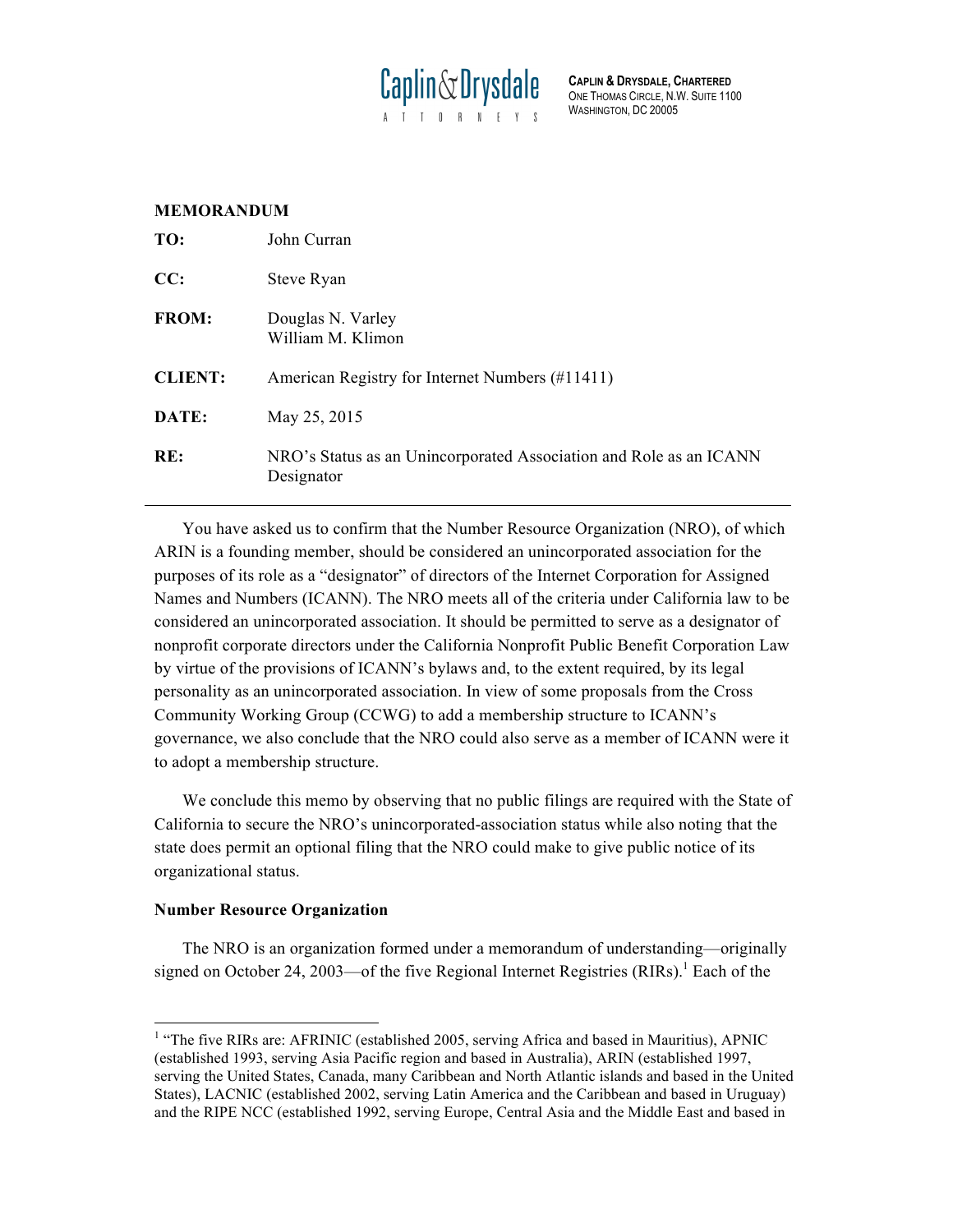**Caplin & Drysdale**
ATTORNEYS

**CAPLIN & DRYSDALE, CHARTERED**
ONE THOMAS CIRCLE, N.W. SUITE 1100
WASHINGTON, DC 20005

**MEMORANDUM**

| | |
|---|---|
| **TO:** | John Curran |
| **CC:** | Steve Ryan |
| **FROM:** | Douglas N. Varley<br>William M. Klimon |
| **CLIENT:** | American Registry for Internet Numbers (#11411) |
| **DATE:** | May 25, 2015 |
| **RE:** | NRO's Status as an Unincorporated Association and Role as an ICANN Designator |

---

You have asked us to confirm that the Number Resource Organization (NRO), of which ARIN is a founding member, should be considered an unincorporated association for the purposes of its role as a "designator" of directors of the Internet Corporation for Assigned Names and Numbers (ICANN). The NRO meets all of the criteria under California law to be considered an unincorporated association. It should be permitted to serve as a designator of nonprofit corporate directors under the California Nonprofit Public Benefit Corporation Law by virtue of the provisions of ICANN's bylaws and, to the extent required, by its legal personality as an unincorporated association. In view of some proposals from the Cross Community Working Group (CCWG) to add a membership structure to ICANN's governance, we also conclude that the NRO could also serve as a member of ICANN were it to adopt a membership structure.

We conclude this memo by observing that no public filings are required with the State of California to secure the NRO's unincorporated-association status while also noting that the state does permit an optional filing that the NRO could make to give public notice of its organizational status.

**Number Resource Organization**

The NRO is an organization formed under a memorandum of understanding—originally signed on October 24, 2003—of the five Regional Internet Registries (RIRs).[1] Each of the

[1] "The five RIRs are: AFRINIC (established 2005, serving Africa and based in Mauritius), APNIC (established 1993, serving Asia Pacific region and based in Australia), ARIN (established 1997, serving the United States, Canada, many Caribbean and North Atlantic islands and based in the United States), LACNIC (established 2002, serving Latin America and the Caribbean and based in Uruguay) and the RIPE NCC (established 1992, serving Europe, Central Asia and the Middle East and based in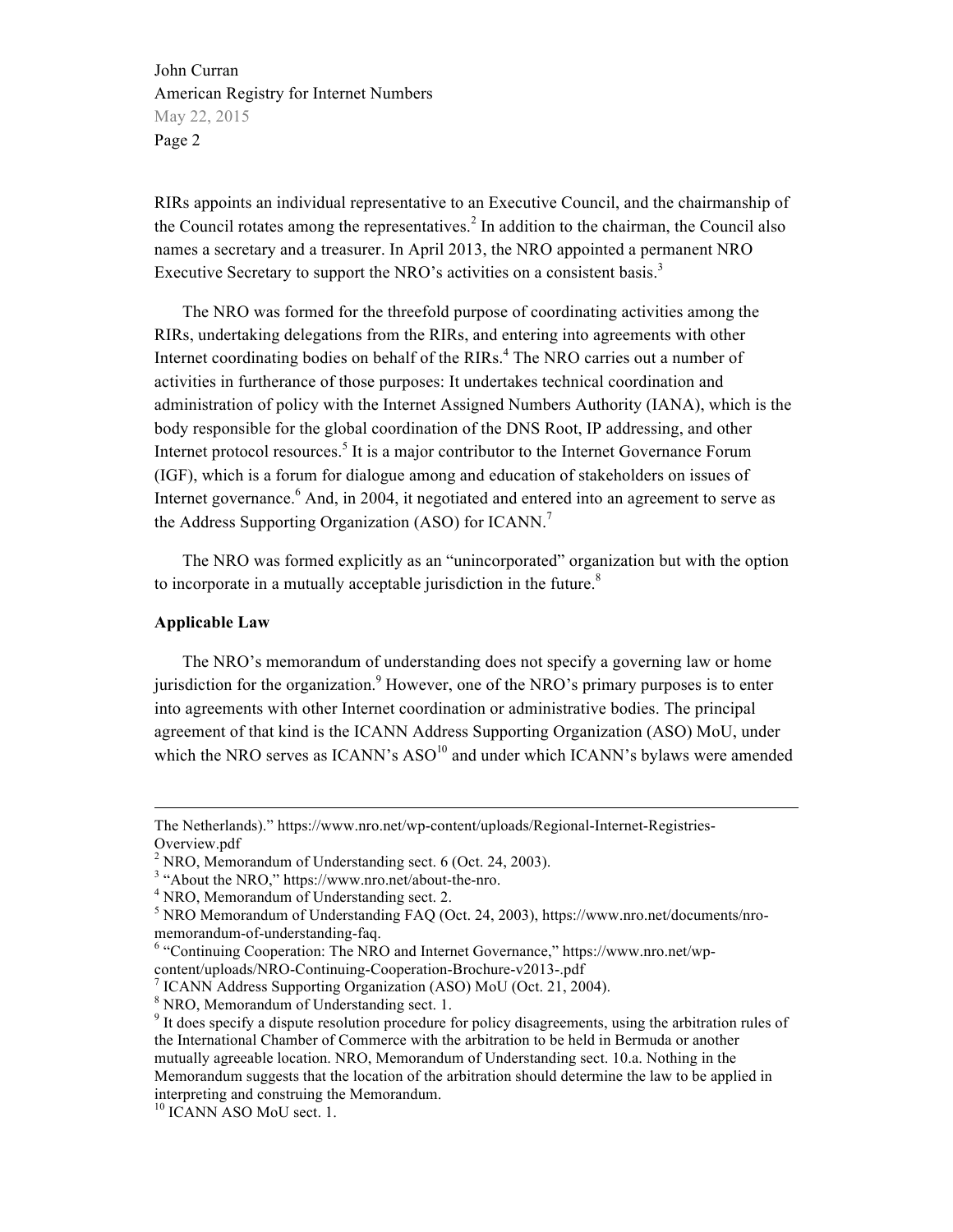RIRs appoints an individual representative to an Executive Council, and the chairmanship of the Council rotates among the representatives.[2] In addition to the chairman, the Council also names a secretary and a treasurer. In April 2013, the NRO appointed a permanent NRO Executive Secretary to support the NRO's activities on a consistent basis.[3]

The NRO was formed for the threefold purpose of coordinating activities among the RIRs, undertaking delegations from the RIRs, and entering into agreements with other Internet coordinating bodies on behalf of the RIRs.[4] The NRO carries out a number of activities in furtherance of those purposes: It undertakes technical coordination and administration of policy with the Internet Assigned Numbers Authority (IANA), which is the body responsible for the global coordination of the DNS Root, IP addressing, and other Internet protocol resources.[5] It is a major contributor to the Internet Governance Forum (IGF), which is a forum for dialogue among and education of stakeholders on issues of Internet governance.[6] And, in 2004, it negotiated and entered into an agreement to serve as the Address Supporting Organization (ASO) for ICANN.[7]

The NRO was formed explicitly as an "unincorporated" organization but with the option to incorporate in a mutually acceptable jurisdiction in the future.[8]

**Applicable Law**

The NRO's memorandum of understanding does not specify a governing law or home jurisdiction for the organization.[9] However, one of the NRO's primary purposes is to enter into agreements with other Internet coordination or administrative bodies. The principal agreement of that kind is the ICANN Address Supporting Organization (ASO) MoU, under which the NRO serves as ICANN's ASO[10] and under which ICANN's bylaws were amended

---

The Netherlands)." https://www.nro.net/wp-content/uploads/Regional-Internet-Registries-Overview.pdf

[2] NRO, Memorandum of Understanding sect. 6 (Oct. 24, 2003).

[3] "About the NRO," https://www.nro.net/about-the-nro.

[4] NRO, Memorandum of Understanding sect. 2.

[5] NRO Memorandum of Understanding FAQ (Oct. 24, 2003), https://www.nro.net/documents/nro-memorandum-of-understanding-faq.

[6] "Continuing Cooperation: The NRO and Internet Governance," https://www.nro.net/wp-content/uploads/NRO-Continuing-Cooperation-Brochure-v2013-.pdf

[7] ICANN Address Supporting Organization (ASO) MoU (Oct. 21, 2004).

[8] NRO, Memorandum of Understanding sect. 1.

[9] It does specify a dispute resolution procedure for policy disagreements, using the arbitration rules of the International Chamber of Commerce with the arbitration to be held in Bermuda or another mutually agreeable location. NRO, Memorandum of Understanding sect. 10.a. Nothing in the Memorandum suggests that the location of the arbitration should determine the law to be applied in interpreting and construing the Memorandum.

[10] ICANN ASO MoU sect. 1.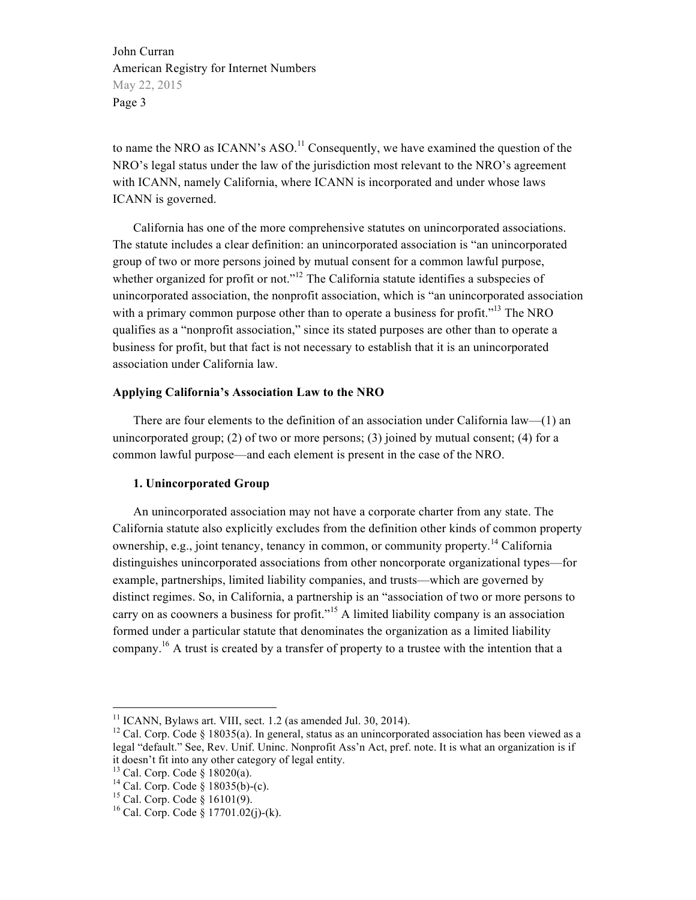to name the NRO as ICANN's ASO.[11] Consequently, we have examined the question of the NRO's legal status under the law of the jurisdiction most relevant to the NRO's agreement with ICANN, namely California, where ICANN is incorporated and under whose laws ICANN is governed.

California has one of the more comprehensive statutes on unincorporated associations. The statute includes a clear definition: an unincorporated association is "an unincorporated group of two or more persons joined by mutual consent for a common lawful purpose, whether organized for profit or not."[12] The California statute identifies a subspecies of unincorporated association, the nonprofit association, which is "an unincorporated association with a primary common purpose other than to operate a business for profit."[13] The NRO qualifies as a "nonprofit association," since its stated purposes are other than to operate a business for profit, but that fact is not necessary to establish that it is an unincorporated association under California law.

**Applying California's Association Law to the NRO**

There are four elements to the definition of an association under California law—(1) an unincorporated group; (2) of two or more persons; (3) joined by mutual consent; (4) for a common lawful purpose—and each element is present in the case of the NRO.

**1. Unincorporated Group**

An unincorporated association may not have a corporate charter from any state. The California statute also explicitly excludes from the definition other kinds of common property ownership, e.g., joint tenancy, tenancy in common, or community property.[14] California distinguishes unincorporated associations from other noncorporate organizational types—for example, partnerships, limited liability companies, and trusts—which are governed by distinct regimes. So, in California, a partnership is an "association of two or more persons to carry on as coowners a business for profit."[15] A limited liability company is an association formed under a particular statute that denominates the organization as a limited liability company.[16] A trust is created by a transfer of property to a trustee with the intention that a

---

[11] ICANN, Bylaws art. VIII, sect. 1.2 (as amended Jul. 30, 2014).

[12] Cal. Corp. Code § 18035(a). In general, status as an unincorporated association has been viewed as a legal "default." See, Rev. Unif. Uninc. Nonprofit Ass'n Act, pref. note. It is what an organization is if it doesn't fit into any other category of legal entity.

[13] Cal. Corp. Code § 18020(a).

[14] Cal. Corp. Code § 18035(b)-(c).

[15] Cal. Corp. Code § 16101(9).

[16] Cal. Corp. Code § 17701.02(j)-(k).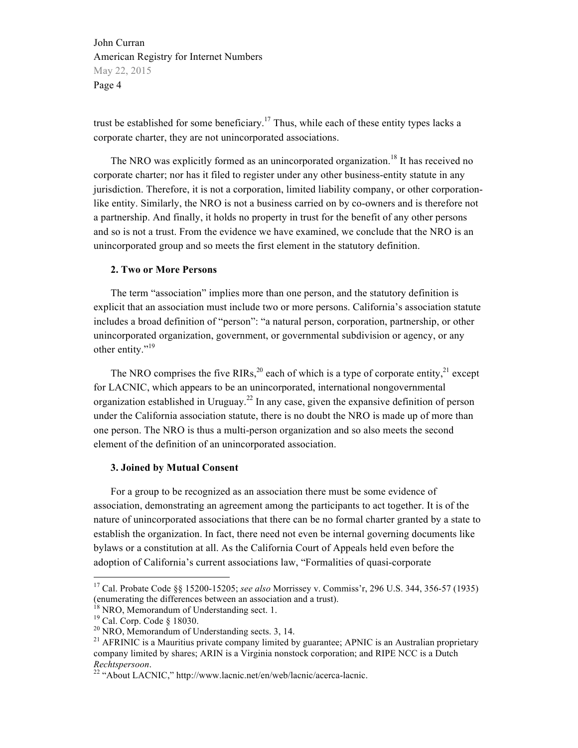trust be established for some beneficiary.[17] Thus, while each of these entity types lacks a corporate charter, they are not unincorporated associations.

The NRO was explicitly formed as an unincorporated organization.[18] It has received no corporate charter; nor has it filed to register under any other business-entity statute in any jurisdiction. Therefore, it is not a corporation, limited liability company, or other corporation-like entity. Similarly, the NRO is not a business carried on by co-owners and is therefore not a partnership. And finally, it holds no property in trust for the benefit of any other persons and so is not a trust. From the evidence we have examined, we conclude that the NRO is an unincorporated group and so meets the first element in the statutory definition.

**2. Two or More Persons**

The term "association" implies more than one person, and the statutory definition is explicit that an association must include two or more persons. California's association statute includes a broad definition of "person": "a natural person, corporation, partnership, or other unincorporated organization, government, or governmental subdivision or agency, or any other entity."[19]

The NRO comprises the five RIRs,[20] each of which is a type of corporate entity,[21] except for LACNIC, which appears to be an unincorporated, international nongovernmental organization established in Uruguay.[22] In any case, given the expansive definition of person under the California association statute, there is no doubt the NRO is made up of more than one person. The NRO is thus a multi-person organization and so also meets the second element of the definition of an unincorporated association.

**3. Joined by Mutual Consent**

For a group to be recognized as an association there must be some evidence of association, demonstrating an agreement among the participants to act together. It is of the nature of unincorporated associations that there can be no formal charter granted by a state to establish the organization. In fact, there need not even be internal governing documents like bylaws or a constitution at all. As the California Court of Appeals held even before the adoption of California's current associations law, "Formalities of quasi-corporate

---

[17] Cal. Probate Code §§ 15200-15205; *see also* Morrissey v. Commiss'r, 296 U.S. 344, 356-57 (1935) (enumerating the differences between an association and a trust).

[18] NRO, Memorandum of Understanding sect. 1.

[19] Cal. Corp. Code § 18030.

[20] NRO, Memorandum of Understanding sects. 3, 14.

[21] AFRINIC is a Mauritius private company limited by guarantee; APNIC is an Australian proprietary company limited by shares; ARIN is a Virginia nonstock corporation; and RIPE NCC is a Dutch *Rechtspersoon*.

[22] "About LACNIC," http://www.lacnic.net/en/web/lacnic/acerca-lacnic.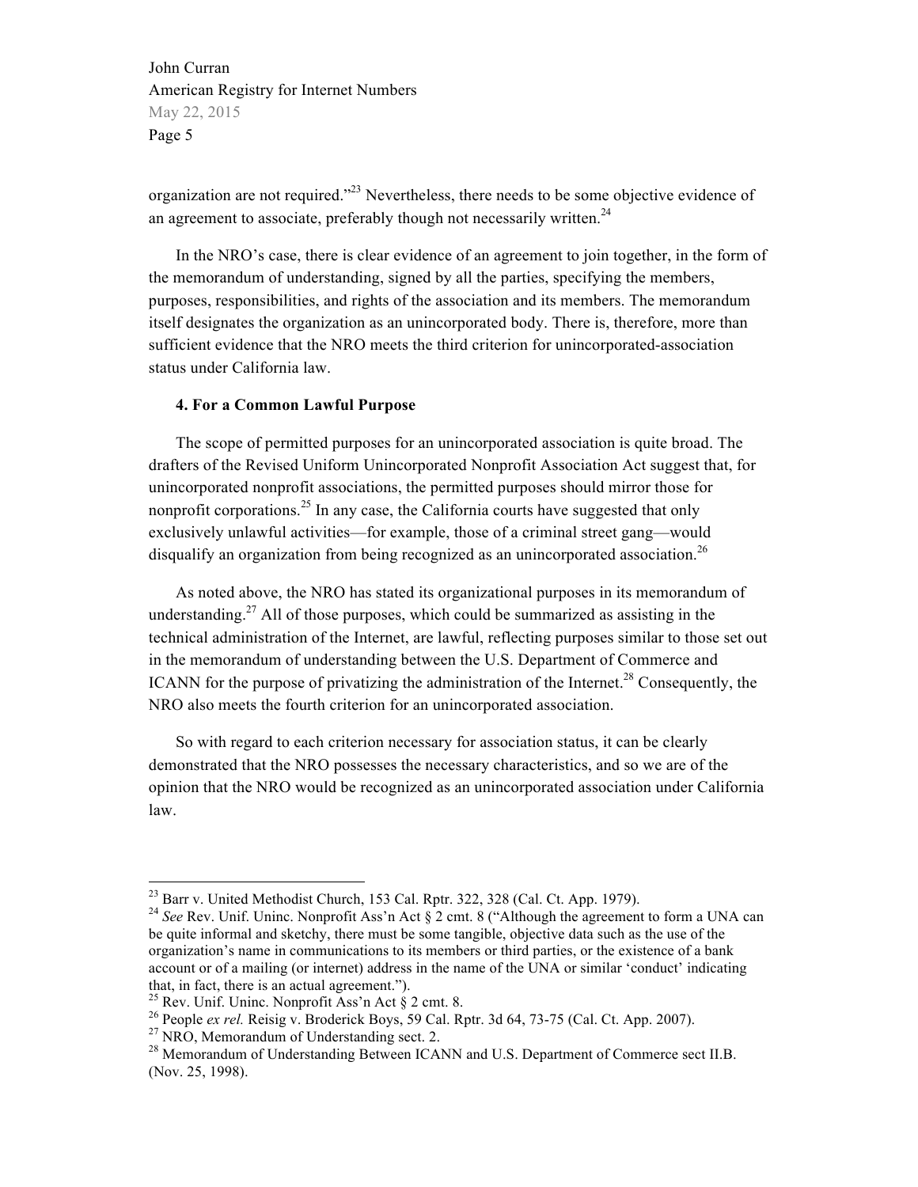organization are not required."[23] Nevertheless, there needs to be some objective evidence of an agreement to associate, preferably though not necessarily written.[24]

In the NRO's case, there is clear evidence of an agreement to join together, in the form of the memorandum of understanding, signed by all the parties, specifying the members, purposes, responsibilities, and rights of the association and its members. The memorandum itself designates the organization as an unincorporated body. There is, therefore, more than sufficient evidence that the NRO meets the third criterion for unincorporated-association status under California law.

**4. For a Common Lawful Purpose**

The scope of permitted purposes for an unincorporated association is quite broad. The drafters of the Revised Uniform Unincorporated Nonprofit Association Act suggest that, for unincorporated nonprofit associations, the permitted purposes should mirror those for nonprofit corporations.[25] In any case, the California courts have suggested that only exclusively unlawful activities—for example, those of a criminal street gang—would disqualify an organization from being recognized as an unincorporated association.[26]

As noted above, the NRO has stated its organizational purposes in its memorandum of understanding.[27] All of those purposes, which could be summarized as assisting in the technical administration of the Internet, are lawful, reflecting purposes similar to those set out in the memorandum of understanding between the U.S. Department of Commerce and ICANN for the purpose of privatizing the administration of the Internet.[28] Consequently, the NRO also meets the fourth criterion for an unincorporated association.

So with regard to each criterion necessary for association status, it can be clearly demonstrated that the NRO possesses the necessary characteristics, and so we are of the opinion that the NRO would be recognized as an unincorporated association under California law.

---

[23] Barr v. United Methodist Church, 153 Cal. Rptr. 322, 328 (Cal. Ct. App. 1979).

[24] *See* Rev. Unif. Uninc. Nonprofit Ass'n Act § 2 cmt. 8 ("Although the agreement to form a UNA can be quite informal and sketchy, there must be some tangible, objective data such as the use of the organization's name in communications to its members or third parties, or the existence of a bank account or of a mailing (or internet) address in the name of the UNA or similar 'conduct' indicating that, in fact, there is an actual agreement.").

[25] Rev. Unif. Uninc. Nonprofit Ass'n Act § 2 cmt. 8.

[26] People *ex rel.* Reisig v. Broderick Boys, 59 Cal. Rptr. 3d 64, 73-75 (Cal. Ct. App. 2007).

[27] NRO, Memorandum of Understanding sect. 2.

[28] Memorandum of Understanding Between ICANN and U.S. Department of Commerce sect II.B. (Nov. 25, 1998).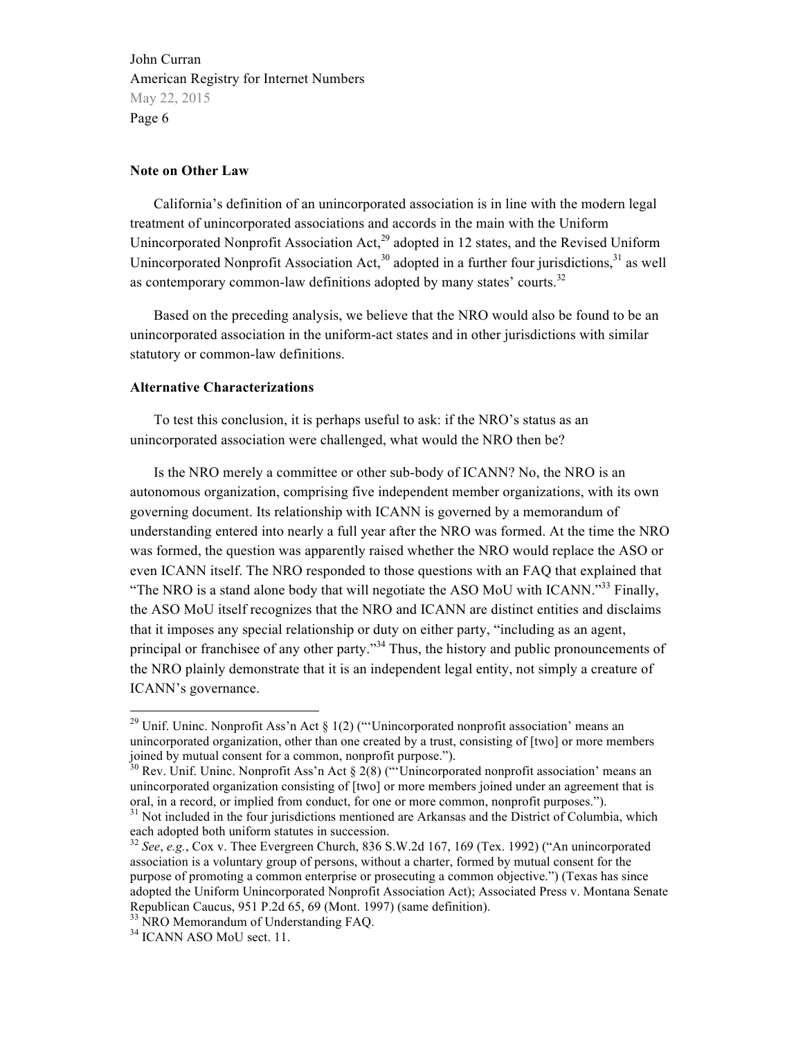**Note on Other Law**

California's definition of an unincorporated association is in line with the modern legal treatment of unincorporated associations and accords in the main with the Uniform Unincorporated Nonprofit Association Act,[29] adopted in 12 states, and the Revised Uniform Unincorporated Nonprofit Association Act,[30] adopted in a further four jurisdictions,[31] as well as contemporary common-law definitions adopted by many states' courts.[32]

Based on the preceding analysis, we believe that the NRO would also be found to be an unincorporated association in the uniform-act states and in other jurisdictions with similar statutory or common-law definitions.

**Alternative Characterizations**

To test this conclusion, it is perhaps useful to ask: if the NRO's status as an unincorporated association were challenged, what would the NRO then be?

Is the NRO merely a committee or other sub-body of ICANN? No, the NRO is an autonomous organization, comprising five independent member organizations, with its own governing document. Its relationship with ICANN is governed by a memorandum of understanding entered into nearly a full year after the NRO was formed. At the time the NRO was formed, the question was apparently raised whether the NRO would replace the ASO or even ICANN itself. The NRO responded to those questions with an FAQ that explained that "The NRO is a stand alone body that will negotiate the ASO MoU with ICANN."[33] Finally, the ASO MoU itself recognizes that the NRO and ICANN are distinct entities and disclaims that it imposes any special relationship or duty on either party, "including as an agent, principal or franchisee of any other party."[34] Thus, the history and public pronouncements of the NRO plainly demonstrate that it is an independent legal entity, not simply a creature of ICANN's governance.

---

[29] Unif. Uninc. Nonprofit Ass'n Act § 1(2) ("'Unincorporated nonprofit association' means an unincorporated organization, other than one created by a trust, consisting of [two] or more members joined by mutual consent for a common, nonprofit purpose.").

[30] Rev. Unif. Uninc. Nonprofit Ass'n Act § 2(8) ("'Unincorporated nonprofit association' means an unincorporated organization consisting of [two] or more members joined under an agreement that is oral, in a record, or implied from conduct, for one or more common, nonprofit purposes.").

[31] Not included in the four jurisdictions mentioned are Arkansas and the District of Columbia, which each adopted both uniform statutes in succession.

[32] *See*, *e.g.*, Cox v. Thee Evergreen Church, 836 S.W.2d 167, 169 (Tex. 1992) ("An unincorporated association is a voluntary group of persons, without a charter, formed by mutual consent for the purpose of promoting a common enterprise or prosecuting a common objective.") (Texas has since adopted the Uniform Unincorporated Nonprofit Association Act); Associated Press v. Montana Senate Republican Caucus, 951 P.2d 65, 69 (Mont. 1997) (same definition).

[33] NRO Memorandum of Understanding FAQ.

[34] ICANN ASO MoU sect. 11.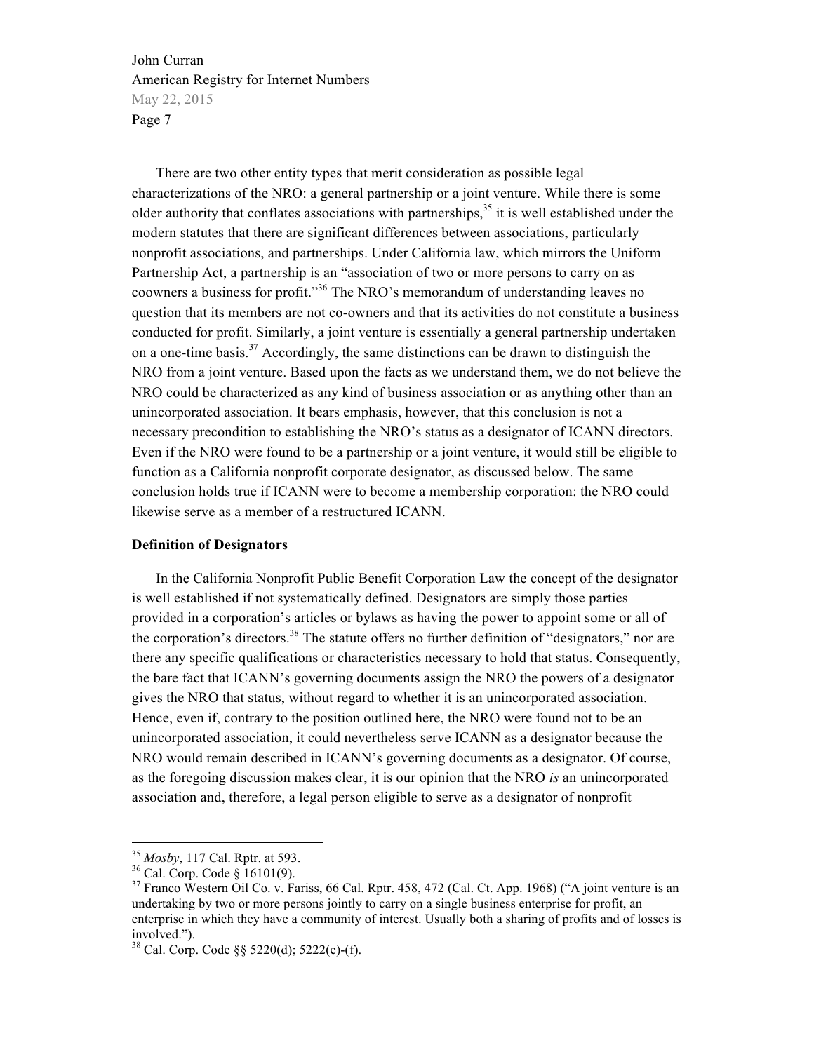There are two other entity types that merit consideration as possible legal characterizations of the NRO: a general partnership or a joint venture. While there is some older authority that conflates associations with partnerships,[35] it is well established under the modern statutes that there are significant differences between associations, particularly nonprofit associations, and partnerships. Under California law, which mirrors the Uniform Partnership Act, a partnership is an "association of two or more persons to carry on as coowners a business for profit."[36] The NRO's memorandum of understanding leaves no question that its members are not co-owners and that its activities do not constitute a business conducted for profit. Similarly, a joint venture is essentially a general partnership undertaken on a one-time basis.[37] Accordingly, the same distinctions can be drawn to distinguish the NRO from a joint venture. Based upon the facts as we understand them, we do not believe the NRO could be characterized as any kind of business association or as anything other than an unincorporated association. It bears emphasis, however, that this conclusion is not a necessary precondition to establishing the NRO's status as a designator of ICANN directors. Even if the NRO were found to be a partnership or a joint venture, it would still be eligible to function as a California nonprofit corporate designator, as discussed below. The same conclusion holds true if ICANN were to become a membership corporation: the NRO could likewise serve as a member of a restructured ICANN.

**Definition of Designators**

In the California Nonprofit Public Benefit Corporation Law the concept of the designator is well established if not systematically defined. Designators are simply those parties provided in a corporation's articles or bylaws as having the power to appoint some or all of the corporation's directors.[38] The statute offers no further definition of "designators," nor are there any specific qualifications or characteristics necessary to hold that status. Consequently, the bare fact that ICANN's governing documents assign the NRO the powers of a designator gives the NRO that status, without regard to whether it is an unincorporated association. Hence, even if, contrary to the position outlined here, the NRO were found not to be an unincorporated association, it could nevertheless serve ICANN as a designator because the NRO would remain described in ICANN's governing documents as a designator. Of course, as the foregoing discussion makes clear, it is our opinion that the NRO *is* an unincorporated association and, therefore, a legal person eligible to serve as a designator of nonprofit

---

[35] *Mosby*, 117 Cal. Rptr. at 593.

[36] Cal. Corp. Code § 16101(9).

[37] Franco Western Oil Co. v. Fariss, 66 Cal. Rptr. 458, 472 (Cal. Ct. App. 1968) ("A joint venture is an undertaking by two or more persons jointly to carry on a single business enterprise for profit, an enterprise in which they have a community of interest. Usually both a sharing of profits and of losses is involved.").

[38] Cal. Corp. Code §§ 5220(d); 5222(e)-(f).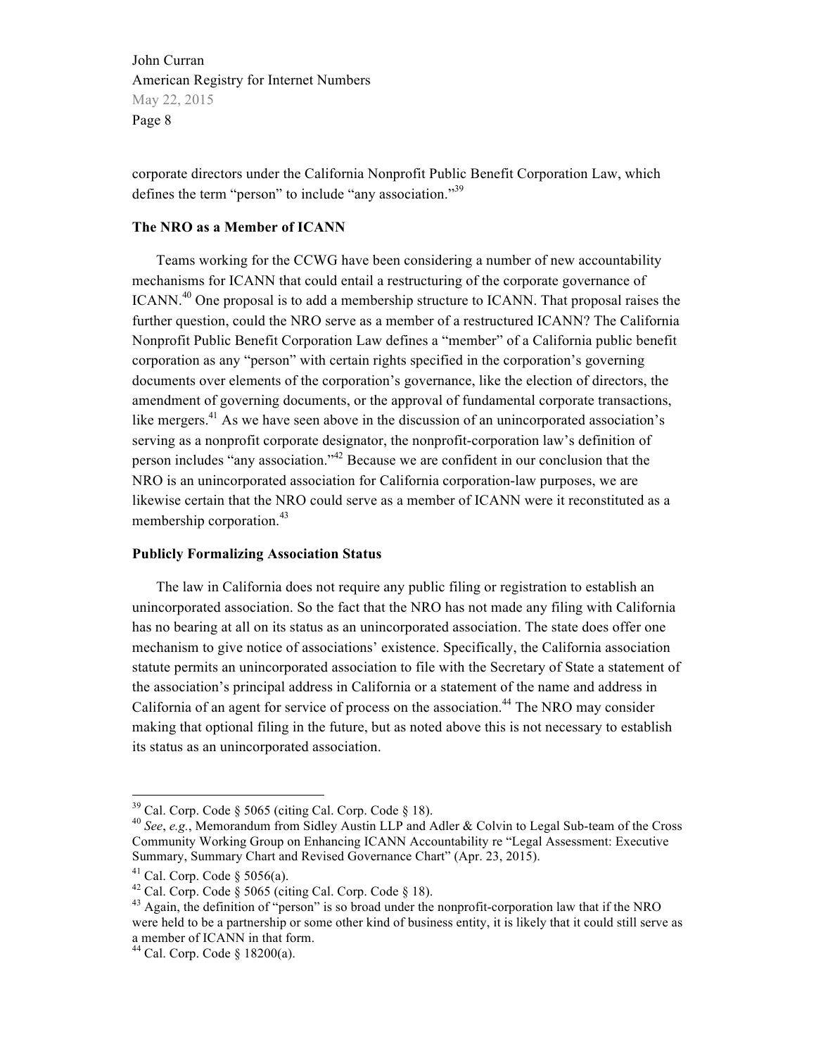corporate directors under the California Nonprofit Public Benefit Corporation Law, which defines the term "person" to include "any association."[39]

**The NRO as a Member of ICANN**

Teams working for the CCWG have been considering a number of new accountability mechanisms for ICANN that could entail a restructuring of the corporate governance of ICANN.[40] One proposal is to add a membership structure to ICANN. That proposal raises the further question, could the NRO serve as a member of a restructured ICANN? The California Nonprofit Public Benefit Corporation Law defines a "member" of a California public benefit corporation as any "person" with certain rights specified in the corporation's governing documents over elements of the corporation's governance, like the election of directors, the amendment of governing documents, or the approval of fundamental corporate transactions, like mergers.[41] As we have seen above in the discussion of an unincorporated association's serving as a nonprofit corporate designator, the nonprofit-corporation law's definition of person includes "any association."[42] Because we are confident in our conclusion that the NRO is an unincorporated association for California corporation-law purposes, we are likewise certain that the NRO could serve as a member of ICANN were it reconstituted as a membership corporation.[43]

**Publicly Formalizing Association Status**

The law in California does not require any public filing or registration to establish an unincorporated association. So the fact that the NRO has not made any filing with California has no bearing at all on its status as an unincorporated association. The state does offer one mechanism to give notice of associations' existence. Specifically, the California association statute permits an unincorporated association to file with the Secretary of State a statement of the association's principal address in California or a statement of the name and address in California of an agent for service of process on the association.[44] The NRO may consider making that optional filing in the future, but as noted above this is not necessary to establish its status as an unincorporated association.

---

[39] Cal. Corp. Code § 5065 (citing Cal. Corp. Code § 18).

[40] *See*, *e.g.*, Memorandum from Sidley Austin LLP and Adler & Colvin to Legal Sub-team of the Cross Community Working Group on Enhancing ICANN Accountability re "Legal Assessment: Executive Summary, Summary Chart and Revised Governance Chart" (Apr. 23, 2015).

[41] Cal. Corp. Code § 5056(a).

[42] Cal. Corp. Code § 5065 (citing Cal. Corp. Code § 18).

[43] Again, the definition of "person" is so broad under the nonprofit-corporation law that if the NRO were held to be a partnership or some other kind of business entity, it is likely that it could still serve as a member of ICANN in that form.

[44] Cal. Corp. Code § 18200(a).